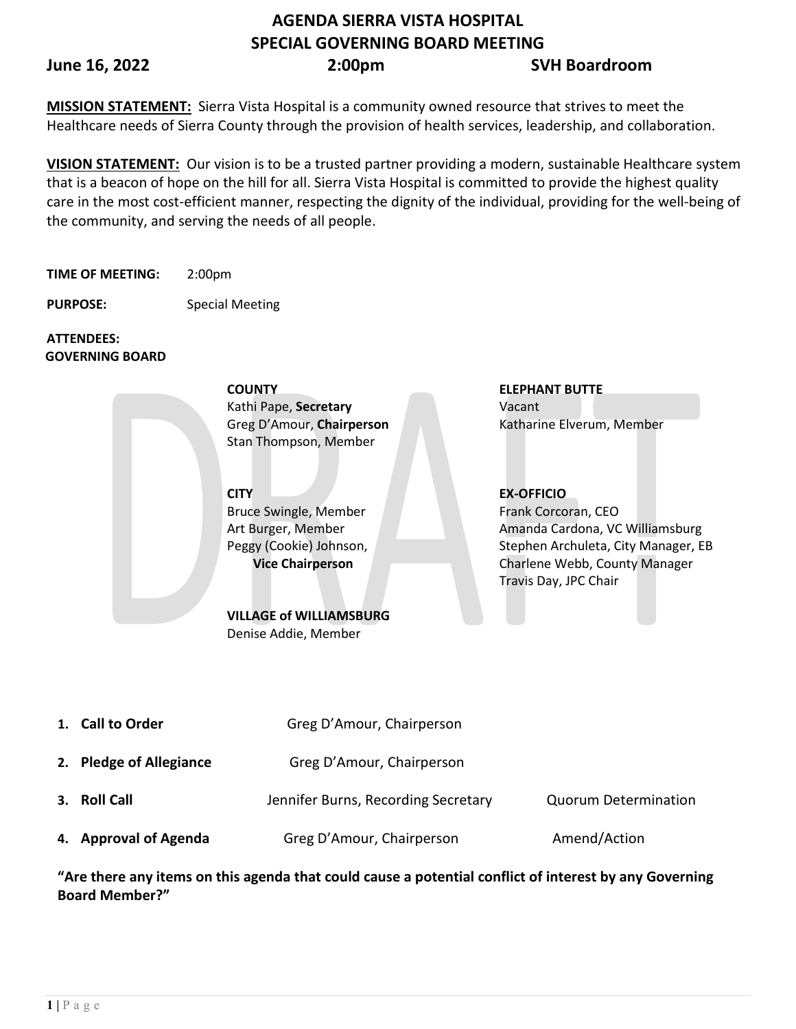# AGENDA SIERRA VISTA HOSPITAL
## SPECIAL GOVERNING BOARD MEETING

**June 16, 2022** **2:00pm** **SVH Boardroom**

**MISSION STATEMENT:** Sierra Vista Hospital is a community owned resource that strives to meet the Healthcare needs of Sierra County through the provision of health services, leadership, and collaboration.

**VISION STATEMENT:** Our vision is to be a trusted partner providing a modern, sustainable Healthcare system that is a beacon of hope on the hill for all. Sierra Vista Hospital is committed to provide the highest quality care in the most cost-efficient manner, respecting the dignity of the individual, providing for the well-being of the community, and serving the needs of all people.

**TIME OF MEETING:** 2:00pm

**PURPOSE:** Special Meeting

**ATTENDEES:**
**GOVERNING BOARD**

**COUNTY**
Kathi Pape, **Secretary**
Greg D'Amour, **Chairperson**
Stan Thompson, Member

**CITY**
Bruce Swingle, Member
Art Burger, Member
Peggy (Cookie) Johnson, **Vice Chairperson**

**VILLAGE of WILLIAMSBURG**
Denise Addie, Member

**ELEPHANT BUTTE**
Vacant
Katharine Elverum, Member

**EX-OFFICIO**
Frank Corcoran, CEO
Amanda Cardona, VC Williamsburg
Stephen Archuleta, City Manager, EB
Charlene Webb, County Manager
Travis Day, JPC Chair

1. **Call to Order** — Greg D'Amour, Chairperson
2. **Pledge of Allegiance** — Greg D'Amour, Chairperson
3. **Roll Call** — Jennifer Burns, Recording Secretary — Quorum Determination
4. **Approval of Agenda** — Greg D'Amour, Chairperson — Amend/Action

**"Are there any items on this agenda that could cause a potential conflict of interest by any Governing Board Member?"**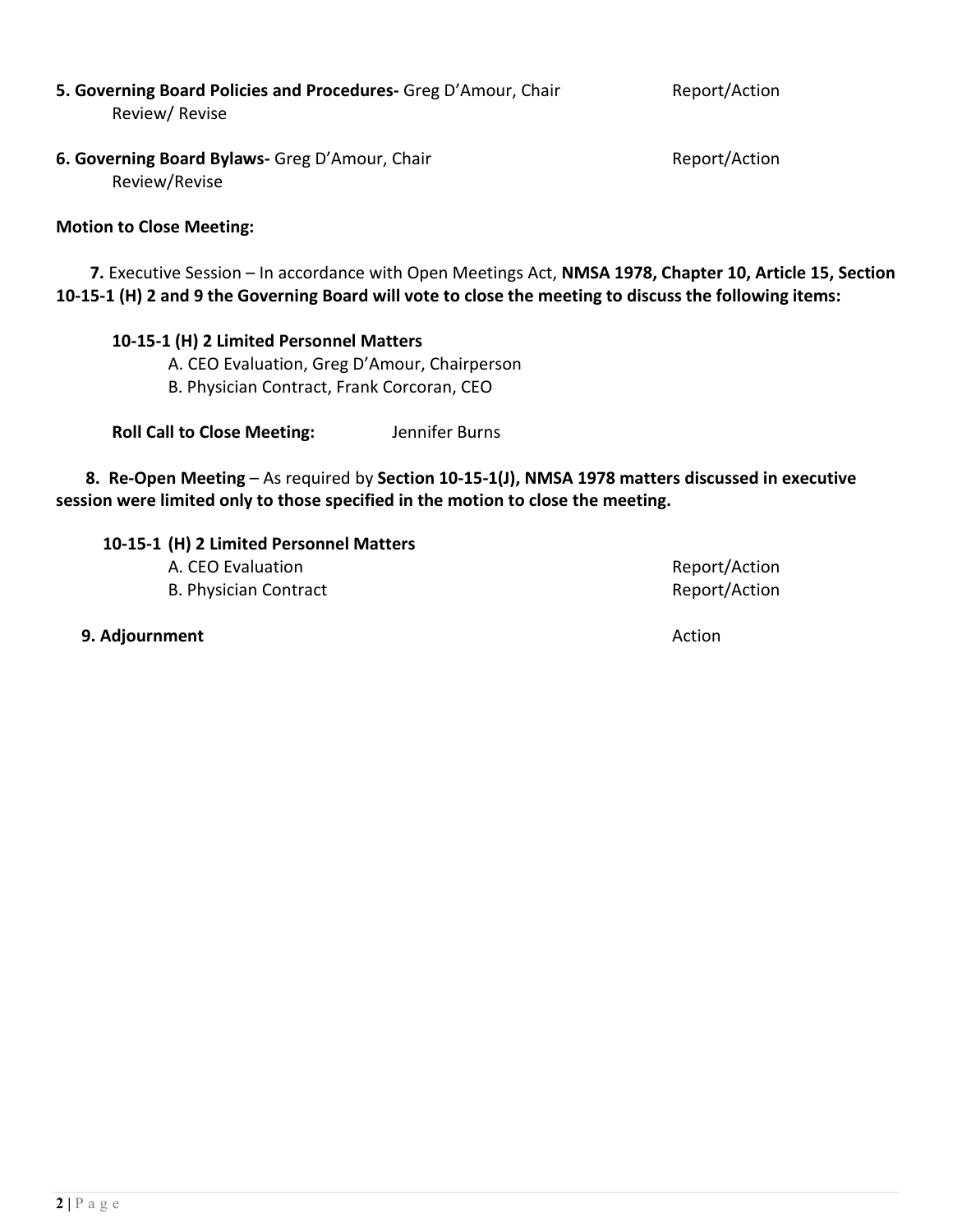**5. Governing Board Policies and Procedures-** Greg D'Amour, Chair — Report/Action

Review/ Revise

**6. Governing Board Bylaws-** Greg D'Amour, Chair — Report/Action

Review/Revise

**Motion to Close Meeting:**

**7.** Executive Session – In accordance with Open Meetings Act, **NMSA 1978, Chapter 10, Article 15, Section 10-15-1 (H) 2 and 9 the Governing Board will vote to close the meeting to discuss the following items:**

**10-15-1 (H) 2 Limited Personnel Matters**

A. CEO Evaluation, Greg D'Amour, Chairperson
B. Physician Contract, Frank Corcoran, CEO

**Roll Call to Close Meeting:** Jennifer Burns

**8. Re-Open Meeting** – As required by **Section 10-15-1(J), NMSA 1978 matters discussed in executive session were limited only to those specified in the motion to close the meeting.**

**10-15-1 (H) 2 Limited Personnel Matters**

A. CEO Evaluation — Report/Action
B. Physician Contract — Report/Action

**9. Adjournment** — Action